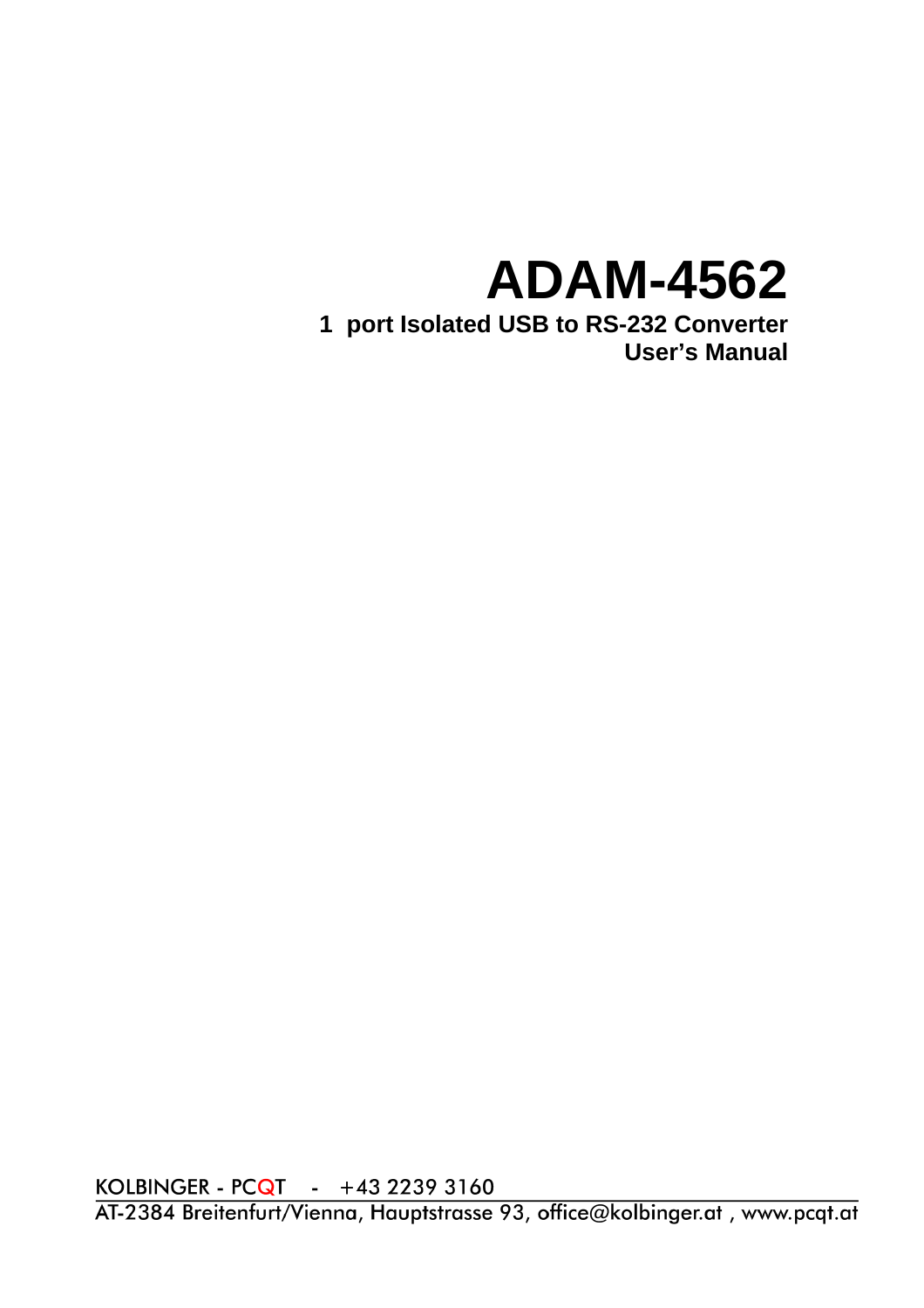# ADAM-4562

**1 port Isolated USB to RS-232 Converter**

**User's Manual**

KOLBINGER - PCQT - +43 2239 3160

AT-2384 Breitenfurt/Vienna, Hauptstrasse 93, office@kolbinger.at , www.pcqt.at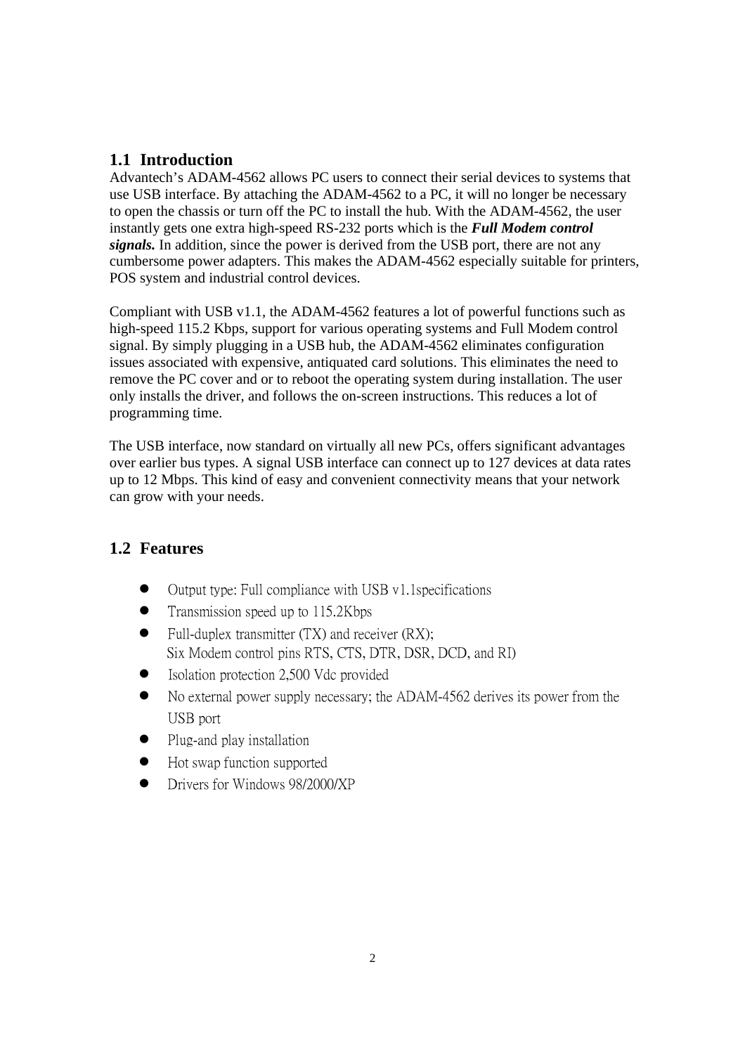## 1.1 Introduction

Advantech's ADAM-4562 allows PC users to connect their serial devices to systems that use USB interface. By attaching the ADAM-4562 to a PC, it will no longer be necessary to open the chassis or turn off the PC to install the hub. With the ADAM-4562, the user instantly gets one extra high-speed RS-232 ports which is the ***Full Modem control signals.*** In addition, since the power is derived from the USB port, there are not any cumbersome power adapters. This makes the ADAM-4562 especially suitable for printers, POS system and industrial control devices.

Compliant with USB v1.1, the ADAM-4562 features a lot of powerful functions such as high-speed 115.2 Kbps, support for various operating systems and Full Modem control signal. By simply plugging in a USB hub, the ADAM-4562 eliminates configuration issues associated with expensive, antiquated card solutions. This eliminates the need to remove the PC cover and or to reboot the operating system during installation. The user only installs the driver, and follows the on-screen instructions. This reduces a lot of programming time.

The USB interface, now standard on virtually all new PCs, offers significant advantages over earlier bus types. A signal USB interface can connect up to 127 devices at data rates up to 12 Mbps. This kind of easy and convenient connectivity means that your network can grow with your needs.

## 1.2 Features

- Output type: Full compliance with USB v1.1specifications
- Transmission speed up to 115.2Kbps
- Full-duplex transmitter (TX) and receiver (RX);  
  Six Modem control pins RTS, CTS, DTR, DSR, DCD, and RI)
- Isolation protection 2,500 Vdc provided
- No external power supply necessary; the ADAM-4562 derives its power from the USB port
- Plug-and play installation
- Hot swap function supported
- Drivers for Windows 98/2000/XP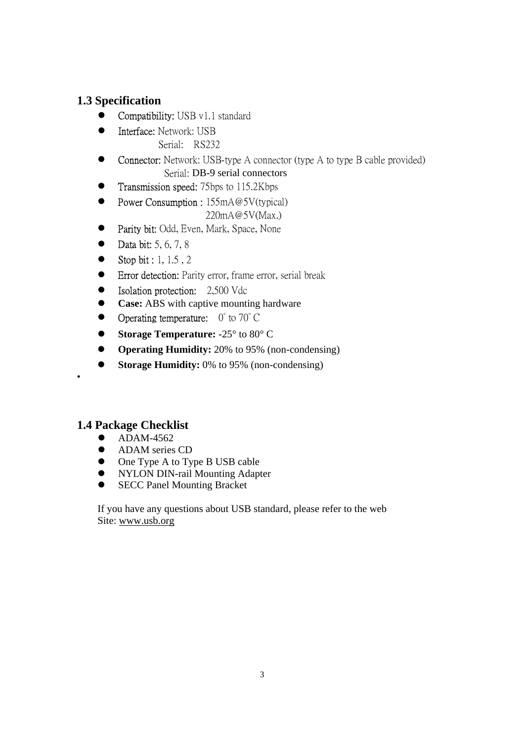## 1.3 Specification

- Compatibility: USB v1.1 standard
- Interface: Network: USB
  Serial: RS232
- Connector: Network: USB-type A connector (type A to type B cable provided)
  Serial: DB-9 serial connectors
- Transmission speed: 75bps to 115.2Kbps
- Power Consumption : 155mA@5V(typical)
  220mA@5V(Max.)
- Parity bit: Odd, Even, Mark, Space, None
- Data bit: 5, 6, 7, 8
- Stop bit : 1, 1.5 , 2
- Error detection: Parity error, frame error, serial break
- Isolation protection: 2,500 Vdc
- **Case:** ABS with captive mounting hardware
- Operating temperature: 0° to 70° C
- **Storage Temperature:** -25° to 80° C
- **Operating Humidity:** 20% to 95% (non-condensing)
- **Storage Humidity:** 0% to 95% (non-condensing)

## 1.4 Package Checklist

- ADAM-4562
- ADAM series CD
- One Type A to Type B USB cable
- NYLON DIN-rail Mounting Adapter
- SECC Panel Mounting Bracket

If you have any questions about USB standard, please refer to the web
Site: www.usb.org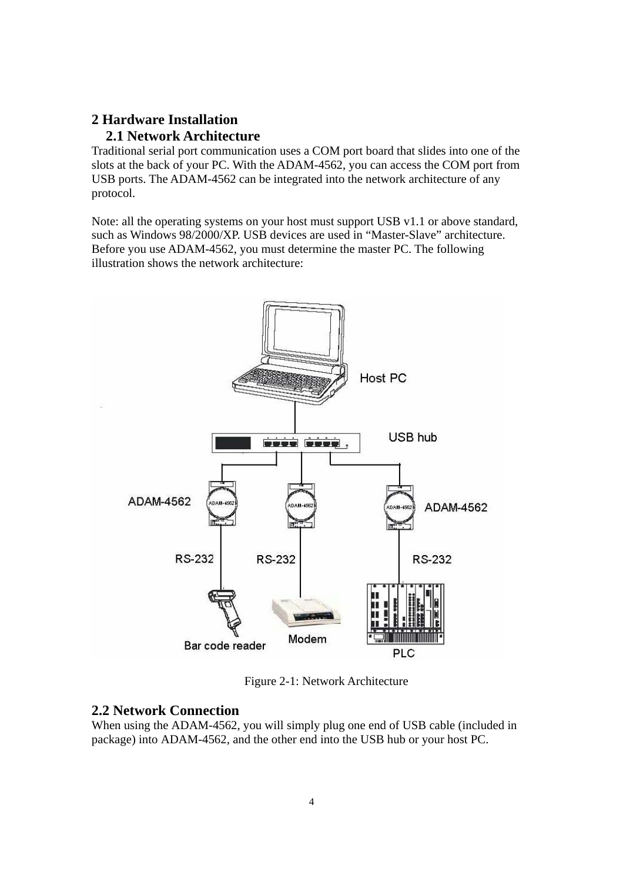# 2 Hardware Installation

## 2.1 Network Architecture

Traditional serial port communication uses a COM port board that slides into one of the slots at the back of your PC. With the ADAM-4562, you can access the COM port from USB ports. The ADAM-4562 can be integrated into the network architecture of any protocol.

Note: all the operating systems on your host must support USB v1.1 or above standard, such as Windows 98/2000/XP. USB devices are used in “Master-Slave” architecture. Before you use ADAM-4562, you must determine the master PC. The following illustration shows the network architecture:

Figure 2-1: Network Architecture

## 2.2 Network Connection

When using the ADAM-4562, you will simply plug one end of USB cable (included in package) into ADAM-4562, and the other end into the USB hub or your host PC.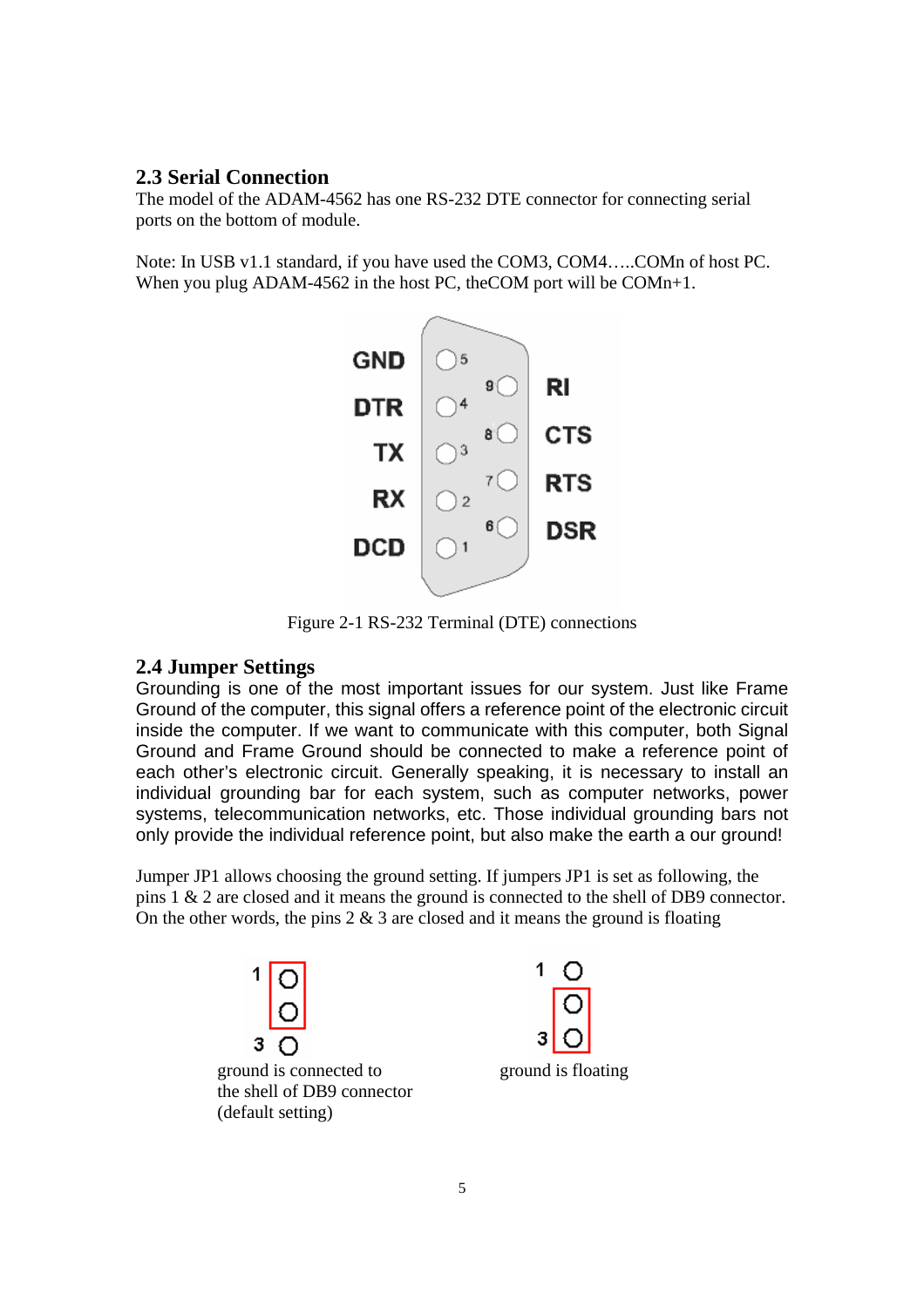## 2.3 Serial Connection

The model of the ADAM-4562 has one RS-232 DTE connector for connecting serial ports on the bottom of module.

Note: In USB v1.1 standard, if you have used the COM3, COM4…..COMn of host PC. When you plug ADAM-4562 in the host PC, theCOM port will be COMn+1.

| Pin | Signal | Pin | Signal |
|---|---|---|---|
| 5 | GND | 9 | RI |
| 4 | DTR | 8 | CTS |
| 3 | TX | 7 | RTS |
| 2 | RX | 6 | DSR |
| 1 | DCD | | |

Figure 2-1 RS-232 Terminal (DTE) connections

## 2.4 Jumper Settings

Grounding is one of the most important issues for our system. Just like Frame Ground of the computer, this signal offers a reference point of the electronic circuit inside the computer. If we want to communicate with this computer, both Signal Ground and Frame Ground should be connected to make a reference point of each other's electronic circuit. Generally speaking, it is necessary to install an individual grounding bar for each system, such as computer networks, power systems, telecommunication networks, etc. Those individual grounding bars not only provide the individual reference point, but also make the earth a our ground!

Jumper JP1 allows choosing the ground setting. If jumpers JP1 is set as following, the pins 1 & 2 are closed and it means the ground is connected to the shell of DB9 connector. On the other words, the pins 2 & 3 are closed and it means the ground is floating

| Jumper (pins 1–3) | Setting |
|---|---|
| Pins 1 & 2 closed | ground is connected to the shell of DB9 connector (default setting) |
| Pins 2 & 3 closed | ground is floating |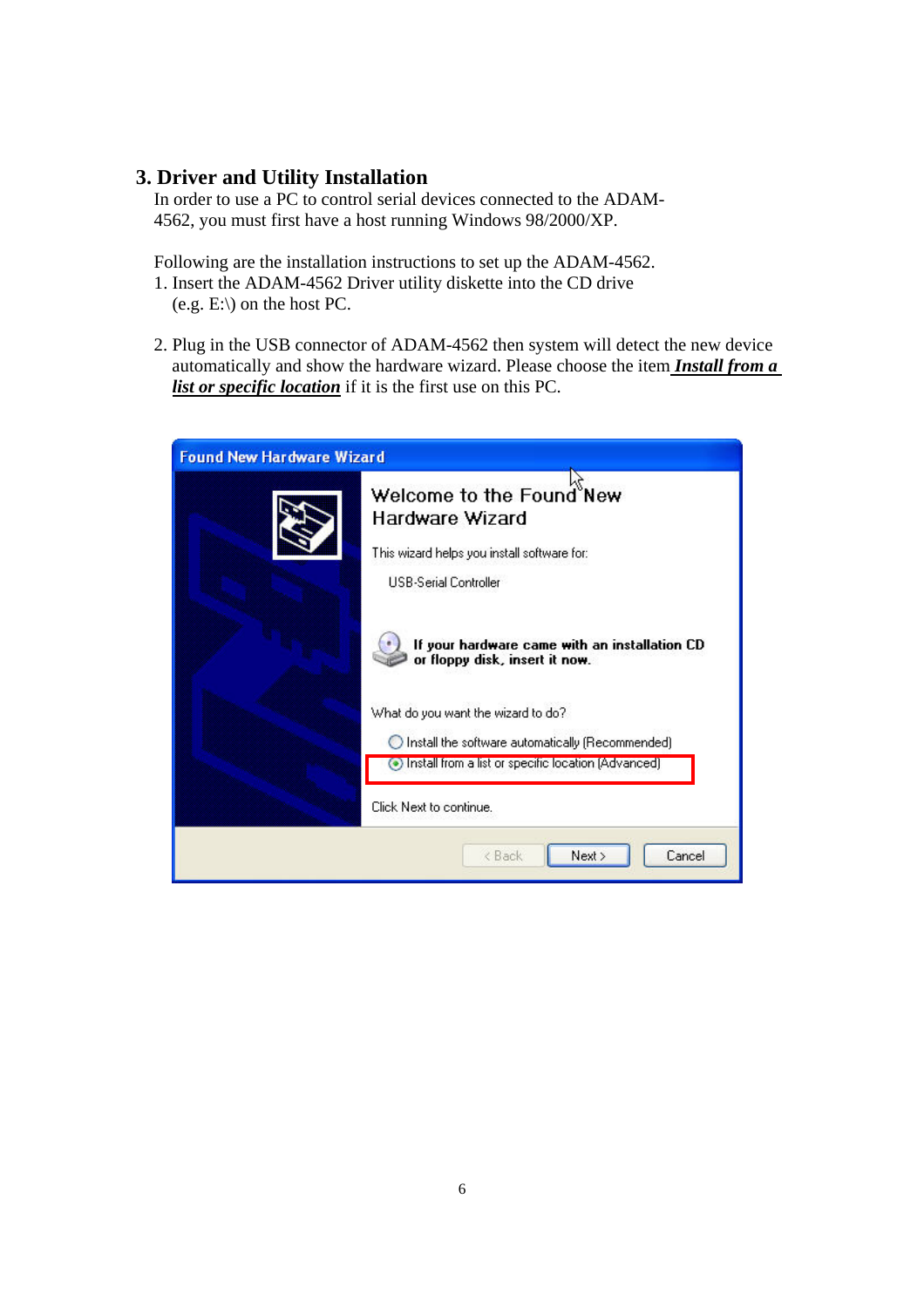## 3. Driver and Utility Installation

In order to use a PC to control serial devices connected to the ADAM-4562, you must first have a host running Windows 98/2000/XP.

Following are the installation instructions to set up the ADAM-4562.

1. Insert the ADAM-4562 Driver utility diskette into the CD drive (e.g. E:\) on the host PC.

2. Plug in the USB connector of ADAM-4562 then system will detect the new device automatically and show the hardware wizard. Please choose the item ***Install from a list or specific location*** if it is the first use on this PC.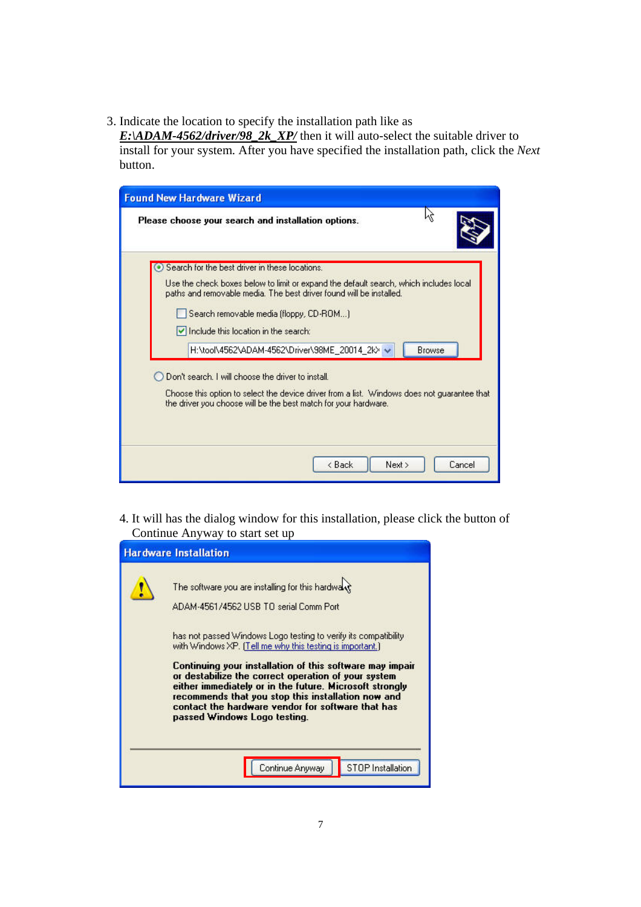3. Indicate the location to specify the installation path like as ***E:\ADAM-4562/driver/98_2k_XP/*** then it will auto-select the suitable driver to install for your system. After you have specified the installation path, click the *Next* button.

4. It will has the dialog window for this installation, please click the button of Continue Anyway to start set up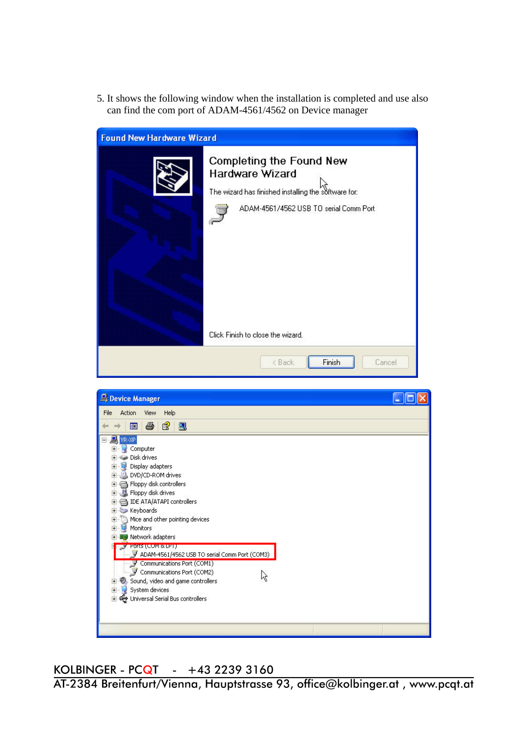5. It shows the following window when the installation is completed and use also can find the com port of ADAM-4561/4562 on Device manager

Found New Hardware Wizard

Completing the Found New Hardware Wizard

The wizard has finished installing the software for:

ADAM-4561/4562 USB TO serial Comm Port

Click Finish to close the wizard.

< Back | Finish | Cancel

Device Manager

File Action View Help

- YR-XP
  - Computer
  - Disk drives
  - Display adapters
  - DVD/CD-ROM drives
  - Floppy disk controllers
  - Floppy disk drives
  - IDE ATA/ATAPI controllers
  - Keyboards
  - Mice and other pointing devices
  - Monitors
  - Network adapters
  - Ports (COM & LPT)
    - ADAM-4561/4562 USB TO serial Comm Port (COM3)
    - Communications Port (COM1)
    - Communications Port (COM2)
  - Sound, video and game controllers
  - System devices
  - Universal Serial Bus controllers

KOLBINGER - PCQT - +43 2239 3160
AT-2384 Breitenfurt/Vienna, Hauptstrasse 93, office@kolbinger.at , www.pcqt.at